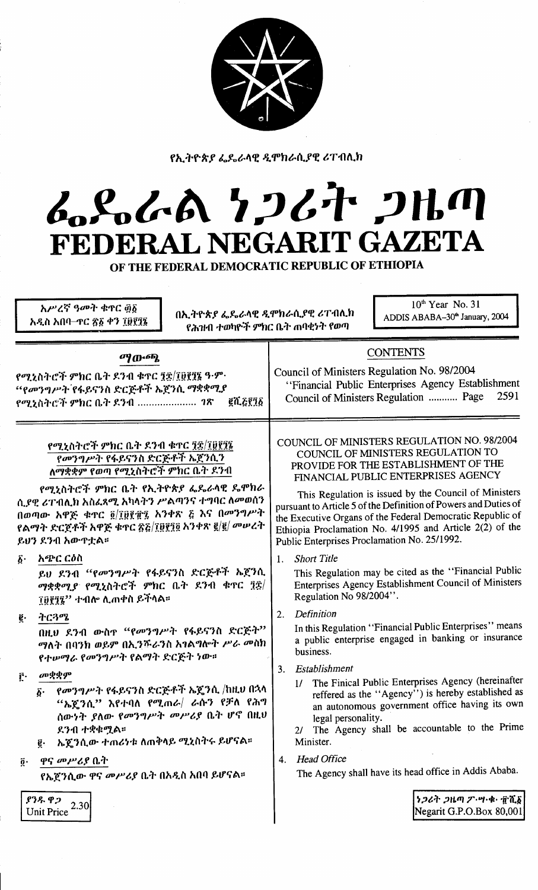የኢትዮጵያ ፌዴራላዊ ዲሞክራሲያዊ ሪፐብሊክ

# ፌዴራል ነጋሪት ጋዜጣ
# FEDERAL NEGARIT GAZETA

OF THE FEDERAL DEMOCRATIC REPUBLIC OF ETHIOPIA

አሥረኛ ዓመት ቁጥር ፴፩
አዲስ አበባ–ጥር ፳፩ ቀን ፲፱፻፺፮

በኢትዮጵያ ፌዴራላዊ ዲሞክራሲያዊ ሪፐብሊክ
የሕዝብ ተወካዮች ምክር ቤት ጠባቂነት የወጣ

10th Year No. 31
ADDIS ABABA–30th January, 2004

## ማውጫ

የሚኒስትሮች ምክር ቤት ደንብ ቁጥር ፺፰/፲፱፻፺፮ ዓ.ም.
"የመንግሥት የፋይናንስ ድርጅቶች ኤጀንሲ ማቋቋሚያ
የሚኒስትሮች ምክር ቤት ደንብ ..................... ገጽ ፪ሺ፭፻፺፩

## CONTENTS

Council of Ministers Regulation No. 98/2004
"Financial Public Enterprises Agency Establishment
Council of Ministers Regulation ........... Page 2591

### የሚኒስትሮች ምክር ቤት ደንብ ቁጥር ፺፰/፲፱፻፺፮
### የመንግሥት የፋይናንስ ድርጅቶች ኤጀንሲን ለማቋቋም የወጣ የሚኒስትሮች ምክር ቤት ደንብ

የሚኒስትሮች ምክር ቤት የኢትዮጵያ ፌዴራላዊ ዲሞክራሲያዊ ሪፐብሊክ አስፈጻሚ አካላትን ሥልጣንና ተግባር ለመወሰን በወጣው አዋጅ ቁጥር ፬/፲፱፻፹፯ አንቀጽ ፭ እና በመንግሥት የልማት ድርጅቶች አዋጅ ቁጥር ፳፭/፲፱፻፹፬ አንቀጽ ፪/፪/ መሠረት ይህን ደንብ አውጥቷል።

፩· አጭር ርዕስ

ይህ ደንብ "የመንግሥት የፋይናንስ ድርጅቶች ኤጀንሲ ማቋቋሚያ የሚኒስትሮች ምክር ቤት ደንብ ቁጥር ፺፰/፲፱፻፺፮" ተብሎ ሊጠቀስ ይችላል።

፪· ትርጓሜ

በዚህ ደንብ ውስጥ "የመንግሥት የፋይናንስ ድርጅት" ማለት በባንክ ወይም በኢንሹራንስ አገልግሎት ሥራ መስክ የተሠማራ የመንግሥት የልማት ድርጅት ነው።

፫· መቋቋም

፩· የመንግሥት የፋይናንስ ድርጅቶች ኤጀንሲ /ከዚህ በኋላ "ኤጀንሲ" እየተባለ የሚጠራ/ ራሱን የቻለ የሕግ ሰውነት ያለው የመንግሥት መሥሪያ ቤት ሆኖ በዚህ ደንብ ተቋቁሟል።

፪· ኤጀንሲው ተጠሪነቱ ለጠቅላይ ሚኒስትሩ ይሆናል።

፬· ዋና መሥሪያ ቤት

የኤጀንሲው ዋና መሥሪያ ቤት በአዲስ አበባ ይሆናል።

### COUNCIL OF MINISTERS REGULATION NO. 98/2004
### COUNCIL OF MINISTERS REGULATION TO PROVIDE FOR THE ESTABLISHMENT OF THE FINANCIAL PUBLIC ENTERPRISES AGENCY

This Regulation is issued by the Council of Ministers pursuant to Article 5 of the Definition of Powers and Duties of the Executive Organs of the Federal Democratic Republic of Ethiopia Proclamation No. 4/1995 and Article 2(2) of the Public Enterprises Proclamation No. 25/1992.

1. *Short Title*

This Regulation may be cited as the "Financial Public Enterprises Agency Establishment Council of Ministers Regulation No 98/2004".

2. *Definition*

In this Regulation "Financial Public Enterprises" means a public enterprise engaged in banking or insurance business.

3. *Establishment*

1/ The Finical Public Enterprises Agency (hereinafter reffered as the "Agency") is hereby established as an autonomous government office having its own legal personality.

2/ The Agency shall be accountable to the Prime Minister.

4. *Head Office*

The Agency shall have its head office in Addis Ababa.

ያንዱ ዋጋ
Unit Price 2.30

ነጋሪት ጋዜጣ ፖ.ሣ.ቁ. ፹ሺ፩
Negarit G.P.O.Box 80,001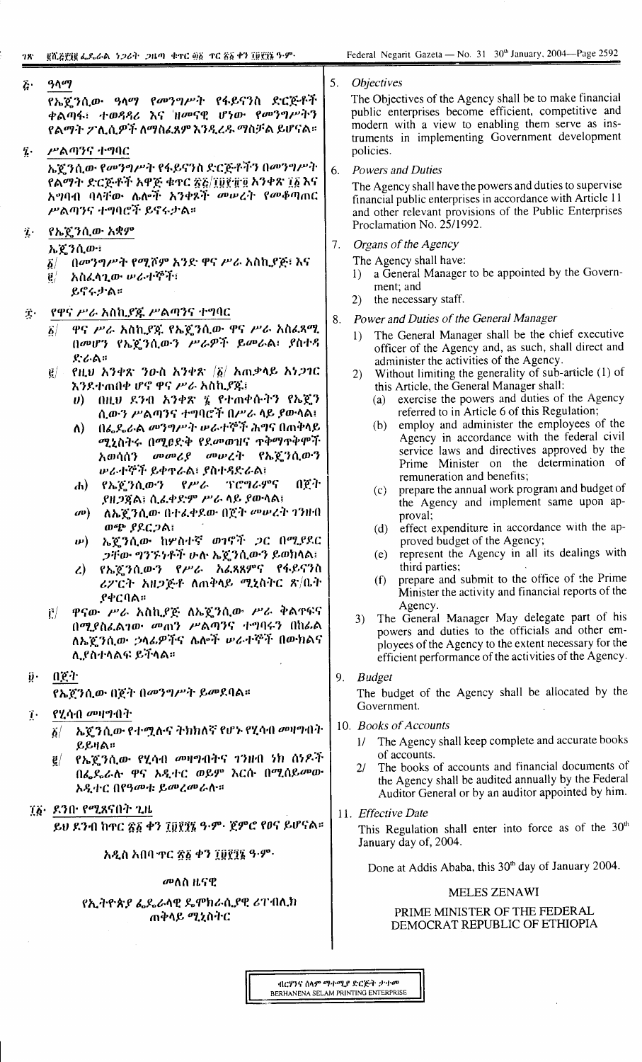፭· ዓላማ

የኤጀንሲው ዓላማ የመንግሥት የፋይናንስ ድርጅቶች ቀልጣፋ፣ ተወዳዳሪ እና ዘመናዊ ሆነው የመንግሥትን የልማት ፖሊሲዎች ለማስፈጸም እንዲረዱ ማስቻል ይሆናል።

፮· ሥልጣንና ተግባር

ኤጀንሲው የመንግሥት የፋይናንስ ድርጅቶችን በመንግሥት የልማት ድርጅቶች አዋጅ ቁጥር ፳፭/፲፱፻፹፬ አንቀጽ ፲፩ እና አግባብ ባላቸው ሌሎች አንቀጾች መሠረት የመቆጣጠር ሥልጣንና ተግባሮች ይኖሩታል።

፯· የኤጀንሲው አቋም

ኤጀንሲው፣

፩/ በመንግሥት የሚሾም አንድ ዋና ሥራ አስኪያጅ፣ እና

፪/ አስፈላጊው ሠራተኞች፣

ይኖሩታል።

፰· የዋና ሥራ አስኪያጁ ሥልጣንና ተግባር

፩/ ዋና ሥራ አስኪያጁ የኤጀንሲው ዋና ሥራ አስፈጻሚ በመሆን የኤጀንሲውን ሥራዎች ይመራል፣ ያስተዳድራል።

፪/ የዚህ አንቀጽ ንዑስ አንቀጽ /፩/ አጠቃላይ አነጋገር እንደተጠበቀ ሆኖ ዋና ሥራ አስኪያጁ፣

ሀ) በዚህ ደንብ አንቀጽ ፮ የተጠቀሱትን የኤጀንሲውን ሥልጣንና ተግባሮች በሥራ ላይ ያውላል፣

ለ) በፌዴራል መንግሥት ሠራተኞች ሕግና በጠቅላይ ሚኒስትሩ በሚፀድቅ የደመወዝና ጥቅማጥቅሞች አወሳሰን መመሪያ መሠረት የኤጀንሲውን ሠራተኞች ይቀጥራል፣ ያስተዳድራል፣

ሐ) የኤጀንሲውን የሥራ ፕሮግራምና በጀት ያዘጋጃል፣ ሲፈቀድም ሥራ ላይ ያውላል፣

መ) ለኤጀንሲው በተፈቀደው በጀት መሠረት ገንዘብ ወጭ ያደርጋል፣

ሠ) ኤጀንሲው ከሦስተኛ ወገኖች ጋር በሚያደርጋቸው ግንኙነቶች ሁሉ ኤጀንሲውን ይወክላል፣

ረ) የኤጀንሲውን የሥራ አፈጸጸምና የፋይናንስ ሪፖርት አዘጋጅቶ ለጠቅላይ ሚኒስትር ጽ/ቤት ያቀርባል።

፫/ ዋናው ሥራ አስኪያጅ ለኤጀንሲው ሥራ ቅልጥፍና በሚያስፈልገው መጠን ሥልጣንና ተግባሩን በከፊል ለኤጀንሲው ኃላፊዎችና ሌሎች ሠራተኞች በውክልና ሊያስተላልፍ ይችላል።

፱· በጀት

የኤጀንሲው በጀት በመንግሥት ይመደባል።

፲· የሒሳብ መዛግብት

፩/ ኤጀንሲው የተሟሉና ትክክለኛ የሆኑ የሂሳብ መዛግብት ይይዛል።

፪/ የኤጀንሲው የሂሳብ መዛግብትና ገንዘብ ነክ ሰነዶች በፌዴራሉ ዋና ኦዲተር ወይም እርሱ በሚሰይመው ኦዲተር በየዓመቱ ይመረመራሉ።

፲፩· ደንቡ የሚጸናበት ጊዜ

ይህ ደንብ ከጥር ፳፪ ቀን ፲፱፻፺፮ ዓ·ም· ጀምሮ የፀና ይሆናል።

አዲስ አበባ ጥር ፳፪ ቀን ፲፱፻፺፮ ዓ·ም·

መለስ ዜናዊ

የኢትዮጵያ ፌዴራላዊ ዴሞክራሲያዊ ሪፐብሊክ ጠቅላይ ሚኒስትር

5. *Objectives*

The Objectives of the Agency shall be to make financial public enterprises become efficient, competitive and modern with a view to enabling them serve as instruments in implementing Government development policies.

6. *Powers and Duties*

The Agency shall have the powers and duties to supervise financial public enterprises in accordance with Article 11 and other relevant provisions of the Public Enterprises Proclamation No. 25/1992.

7. *Organs of the Agency*

The Agency shall have:

1) a General Manager to be appointed by the Government; and
2) the necessary staff.

8. *Power and Duties of the General Manager*

1) The General Manager shall be the chief executive officer of the Agency and, as such, shall direct and administer the activities of the Agency.
2) Without limiting the generality of sub-article (1) of this Article, the General Manager shall:
   (a) exercise the powers and duties of the Agency referred to in Article 6 of this Regulation;
   (b) employ and administer the employees of the Agency in accordance with the federal civil service laws and directives approved by the Prime Minister on the determination of remuneration and benefits;
   (c) prepare the annual work program and budget of the Agency and implement same upon approval;
   (d) effect expenditure in accordance with the approved budget of the Agency;
   (e) represent the Agency in all its dealings with third parties;
   (f) prepare and submit to the office of the Prime Minister the activity and financial reports of the Agency.
3) The General Manager May delegate part of his powers and duties to the officials and other employees of the Agency to the extent necessary for the efficient performance of the activities of the Agency.

9. *Budget*

The budget of the Agency shall be allocated by the Government.

10. *Books of Accounts*

1/ The Agency shall keep complete and accurate books of accounts.

2/ The books of accounts and financial documents of the Agency shall be audited annually by the Federal Auditor General or by an auditor appointed by him.

11. *Effective Date*

This Regulation shall enter into force as of the 30th January day of, 2004.

Done at Addis Ababa, this 30th day of January 2004.

MELES ZENAWI

PRIME MINISTER OF THE FEDERAL DEMOCRAT REPUBLIC OF ETHIOPIA